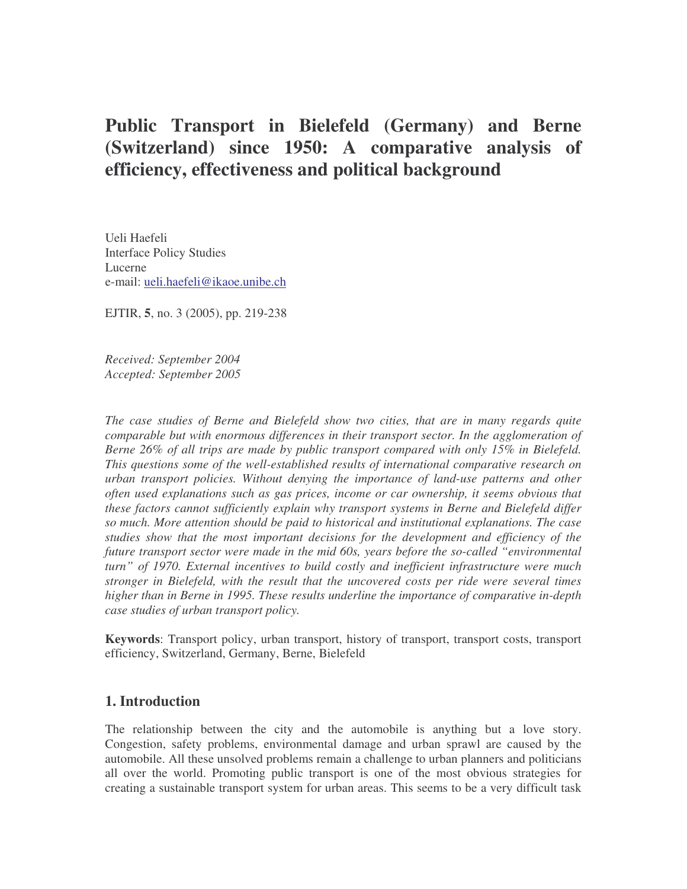# Public Transport in Bielefeld (Germany) and Berne (Switzerland) since 1950: A comparative analysis of efficiency, effectiveness and political background

Ueli Haefeli
Interface Policy Studies
Lucerne
e-mail: ueli.haefeli@ikaoe.unibe.ch

EJTIR, **5**, no. 3 (2005), pp. 219-238

*Received: September 2004*
*Accepted: September 2005*

*The case studies of Berne and Bielefeld show two cities, that are in many regards quite comparable but with enormous differences in their transport sector. In the agglomeration of Berne 26% of all trips are made by public transport compared with only 15% in Bielefeld. This questions some of the well-established results of international comparative research on urban transport policies. Without denying the importance of land-use patterns and other often used explanations such as gas prices, income or car ownership, it seems obvious that these factors cannot sufficiently explain why transport systems in Berne and Bielefeld differ so much. More attention should be paid to historical and institutional explanations. The case studies show that the most important decisions for the development and efficiency of the future transport sector were made in the mid 60s, years before the so-called "environmental turn" of 1970. External incentives to build costly and inefficient infrastructure were much stronger in Bielefeld, with the result that the uncovered costs per ride were several times higher than in Berne in 1995. These results underline the importance of comparative in-depth case studies of urban transport policy.*

**Keywords**: Transport policy, urban transport, history of transport, transport costs, transport efficiency, Switzerland, Germany, Berne, Bielefeld

## 1. Introduction

The relationship between the city and the automobile is anything but a love story. Congestion, safety problems, environmental damage and urban sprawl are caused by the automobile. All these unsolved problems remain a challenge to urban planners and politicians all over the world. Promoting public transport is one of the most obvious strategies for creating a sustainable transport system for urban areas. This seems to be a very difficult task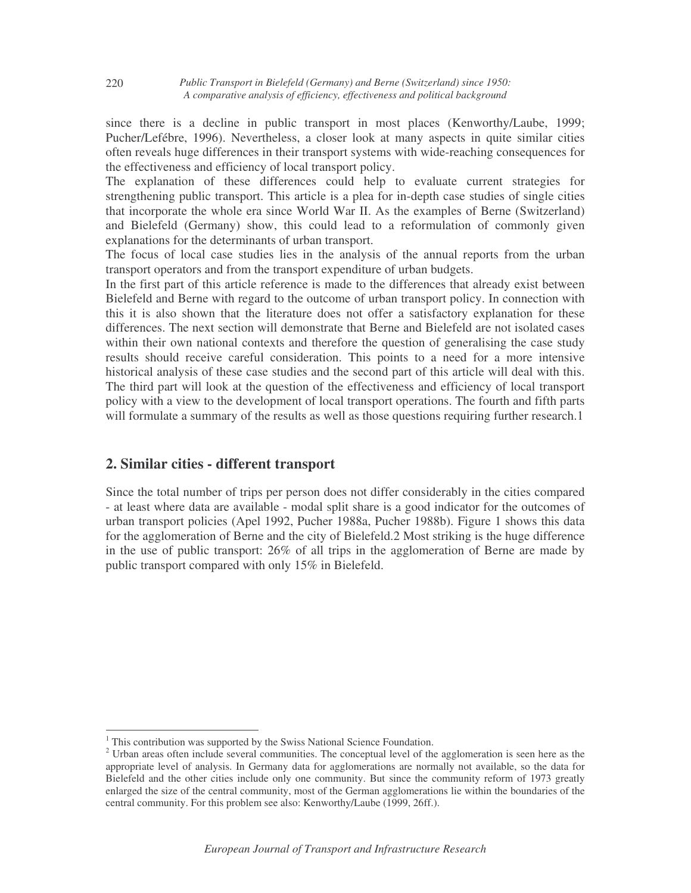since there is a decline in public transport in most places (Kenworthy/Laube, 1999; Pucher/Lefébre, 1996). Nevertheless, a closer look at many aspects in quite similar cities often reveals huge differences in their transport systems with wide-reaching consequences for the effectiveness and efficiency of local transport policy.

The explanation of these differences could help to evaluate current strategies for strengthening public transport. This article is a plea for in-depth case studies of single cities that incorporate the whole era since World War II. As the examples of Berne (Switzerland) and Bielefeld (Germany) show, this could lead to a reformulation of commonly given explanations for the determinants of urban transport.

The focus of local case studies lies in the analysis of the annual reports from the urban transport operators and from the transport expenditure of urban budgets.

In the first part of this article reference is made to the differences that already exist between Bielefeld and Berne with regard to the outcome of urban transport policy. In connection with this it is also shown that the literature does not offer a satisfactory explanation for these differences. The next section will demonstrate that Berne and Bielefeld are not isolated cases within their own national contexts and therefore the question of generalising the case study results should receive careful consideration. This points to a need for a more intensive historical analysis of these case studies and the second part of this article will deal with this. The third part will look at the question of the effectiveness and efficiency of local transport policy with a view to the development of local transport operations. The fourth and fifth parts will formulate a summary of the results as well as those questions requiring further research.[1]

## 2. Similar cities - different transport

Since the total number of trips per person does not differ considerably in the cities compared - at least where data are available - modal split share is a good indicator for the outcomes of urban transport policies (Apel 1992, Pucher 1988a, Pucher 1988b). Figure 1 shows this data for the agglomeration of Berne and the city of Bielefeld.[2] Most striking is the huge difference in the use of public transport: 26% of all trips in the agglomeration of Berne are made by public transport compared with only 15% in Bielefeld.

---

[1] This contribution was supported by the Swiss National Science Foundation.

[2] Urban areas often include several communities. The conceptual level of the agglomeration is seen here as the appropriate level of analysis. In Germany data for agglomerations are normally not available, so the data for Bielefeld and the other cities include only one community. But since the community reform of 1973 greatly enlarged the size of the central community, most of the German agglomerations lie within the boundaries of the central community. For this problem see also: Kenworthy/Laube (1999, 26ff.).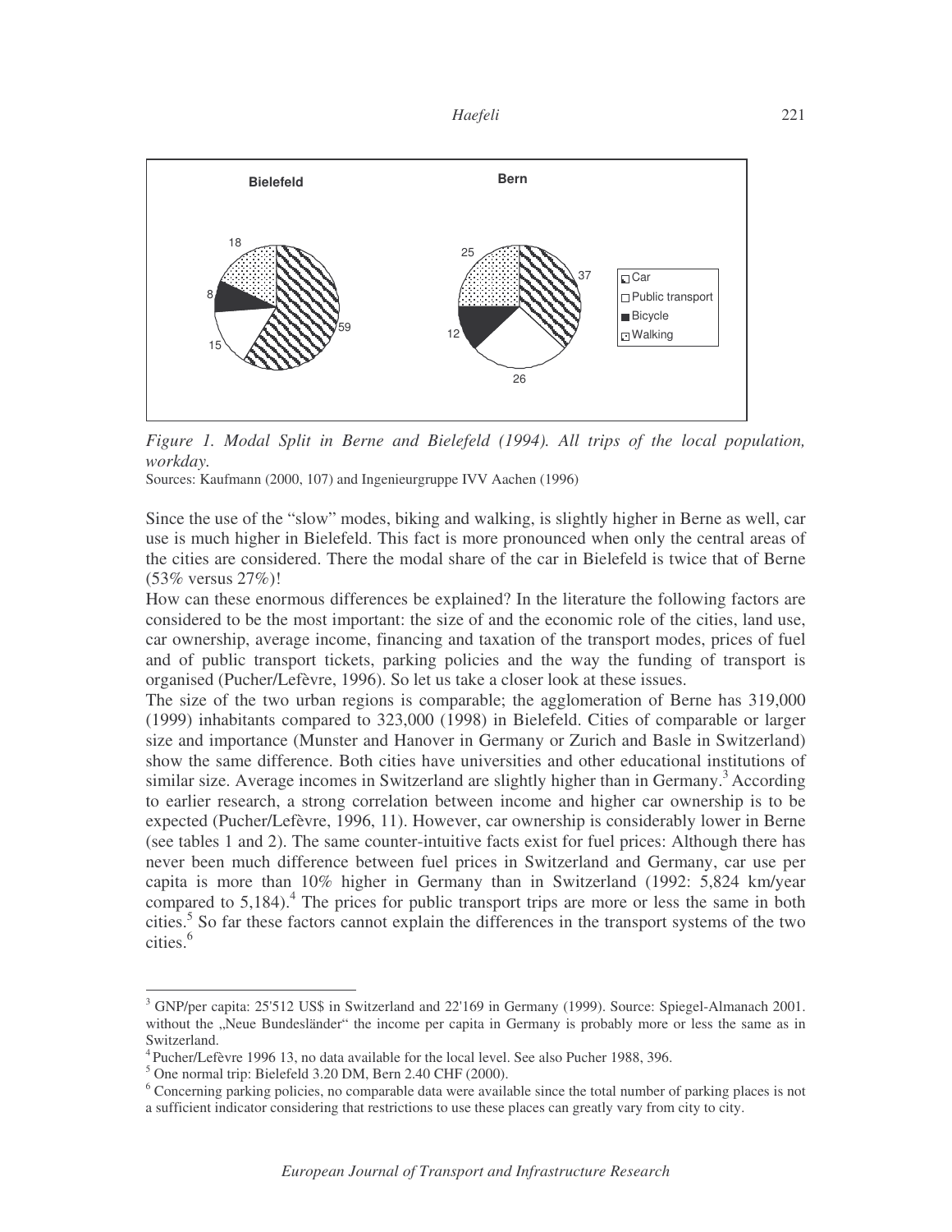*Figure 1. Modal Split in Berne and Bielefeld (1994). All trips of the local population, workday.*

Sources: Kaufmann (2000, 107) and Ingenieurgruppe IVV Aachen (1996)

Since the use of the "slow" modes, biking and walking, is slightly higher in Berne as well, car use is much higher in Bielefeld. This fact is more pronounced when only the central areas of the cities are considered. There the modal share of the car in Bielefeld is twice that of Berne (53% versus 27%)!

How can these enormous differences be explained? In the literature the following factors are considered to be the most important: the size of and the economic role of the cities, land use, car ownership, average income, financing and taxation of the transport modes, prices of fuel and of public transport tickets, parking policies and the way the funding of transport is organised (Pucher/Lefèvre, 1996). So let us take a closer look at these issues.

The size of the two urban regions is comparable; the agglomeration of Berne has 319,000 (1999) inhabitants compared to 323,000 (1998) in Bielefeld. Cities of comparable or larger size and importance (Munster and Hanover in Germany or Zurich and Basle in Switzerland) show the same difference. Both cities have universities and other educational institutions of similar size. Average incomes in Switzerland are slightly higher than in Germany.[3] According to earlier research, a strong correlation between income and higher car ownership is to be expected (Pucher/Lefèvre, 1996, 11). However, car ownership is considerably lower in Berne (see tables 1 and 2). The same counter-intuitive facts exist for fuel prices: Although there has never been much difference between fuel prices in Switzerland and Germany, car use per capita is more than 10% higher in Germany than in Switzerland (1992: 5,824 km/year compared to 5,184).[4] The prices for public transport trips are more or less the same in both cities.[5] So far these factors cannot explain the differences in the transport systems of the two cities.[6]

---

[3] GNP/per capita: 25'512 US$ in Switzerland and 22'169 in Germany (1999). Source: Spiegel-Almanach 2001. without the „Neue Bundesländer" the income per capita in Germany is probably more or less the same as in Switzerland.

[4] Pucher/Lefèvre 1996 13, no data available for the local level. See also Pucher 1988, 396.

[5] One normal trip: Bielefeld 3.20 DM, Bern 2.40 CHF (2000).

[6] Concerning parking policies, no comparable data were available since the total number of parking places is not a sufficient indicator considering that restrictions to use these places can greatly vary from city to city.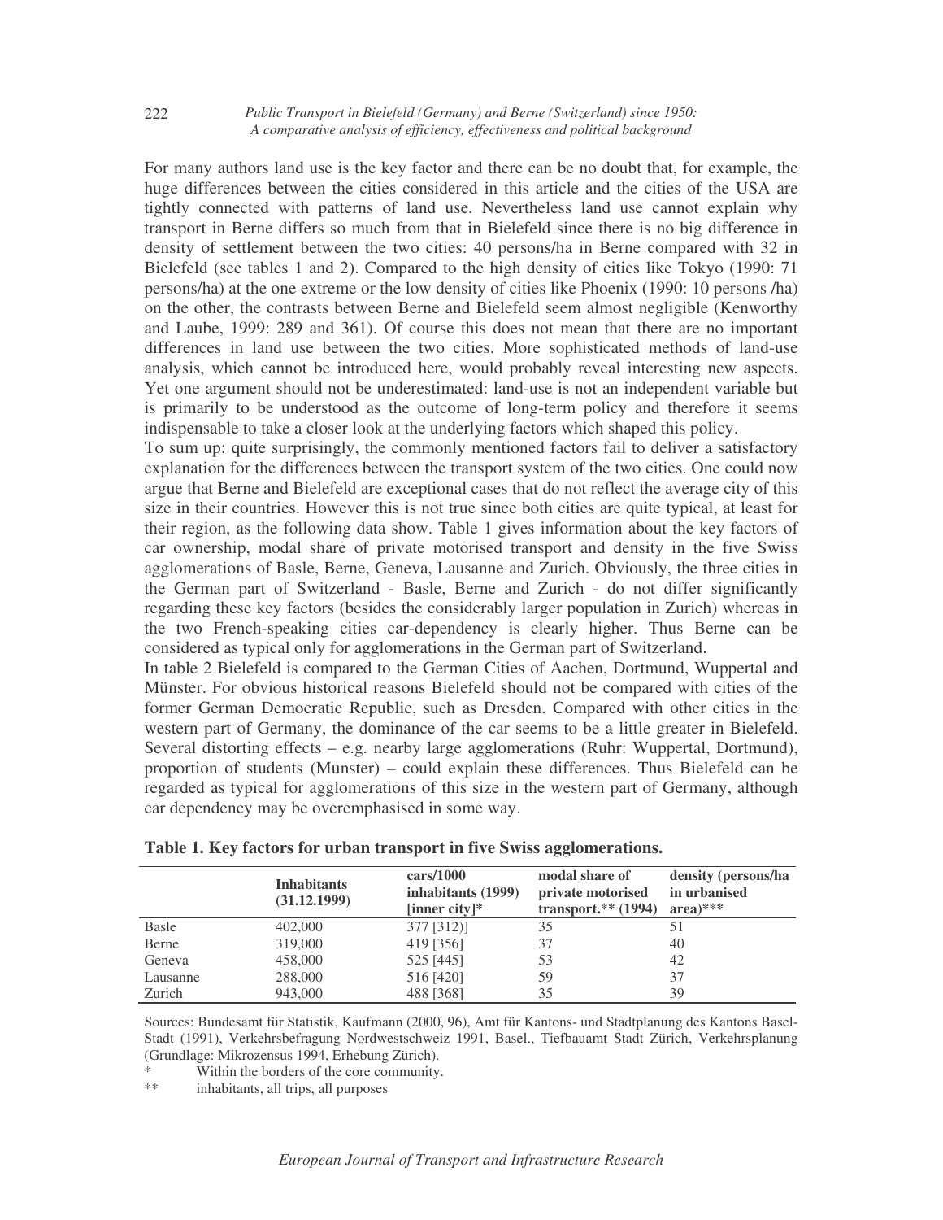For many authors land use is the key factor and there can be no doubt that, for example, the huge differences between the cities considered in this article and the cities of the USA are tightly connected with patterns of land use. Nevertheless land use cannot explain why transport in Berne differs so much from that in Bielefeld since there is no big difference in density of settlement between the two cities: 40 persons/ha in Berne compared with 32 in Bielefeld (see tables 1 and 2). Compared to the high density of cities like Tokyo (1990: 71 persons/ha) at the one extreme or the low density of cities like Phoenix (1990: 10 persons /ha) on the other, the contrasts between Berne and Bielefeld seem almost negligible (Kenworthy and Laube, 1999: 289 and 361). Of course this does not mean that there are no important differences in land use between the two cities. More sophisticated methods of land-use analysis, which cannot be introduced here, would probably reveal interesting new aspects. Yet one argument should not be underestimated: land-use is not an independent variable but is primarily to be understood as the outcome of long-term policy and therefore it seems indispensable to take a closer look at the underlying factors which shaped this policy.

To sum up: quite surprisingly, the commonly mentioned factors fail to deliver a satisfactory explanation for the differences between the transport system of the two cities. One could now argue that Berne and Bielefeld are exceptional cases that do not reflect the average city of this size in their countries. However this is not true since both cities are quite typical, at least for their region, as the following data show. Table 1 gives information about the key factors of car ownership, modal share of private motorised transport and density in the five Swiss agglomerations of Basle, Berne, Geneva, Lausanne and Zurich. Obviously, the three cities in the German part of Switzerland - Basle, Berne and Zurich - do not differ significantly regarding these key factors (besides the considerably larger population in Zurich) whereas in the two French-speaking cities car-dependency is clearly higher. Thus Berne can be considered as typical only for agglomerations in the German part of Switzerland.

In table 2 Bielefeld is compared to the German Cities of Aachen, Dortmund, Wuppertal and Münster. For obvious historical reasons Bielefeld should not be compared with cities of the former German Democratic Republic, such as Dresden. Compared with other cities in the western part of Germany, the dominance of the car seems to be a little greater in Bielefeld. Several distorting effects – e.g. nearby large agglomerations (Ruhr: Wuppertal, Dortmund), proportion of students (Munster) – could explain these differences. Thus Bielefeld can be regarded as typical for agglomerations of this size in the western part of Germany, although car dependency may be overemphasised in some way.

**Table 1. Key factors for urban transport in five Swiss agglomerations.**

| | Inhabitants (31.12.1999) | cars/1000 inhabitants (1999) [inner city]* | modal share of private motorised transport.** (1994) | density (persons/ha in urbanised area)*** |
|---|---|---|---|---|
| Basle | 402,000 | 377 [312)] | 35 | 51 |
| Berne | 319,000 | 419 [356] | 37 | 40 |
| Geneva | 458,000 | 525 [445] | 53 | 42 |
| Lausanne | 288,000 | 516 [420] | 59 | 37 |
| Zurich | 943,000 | 488 [368] | 35 | 39 |

Sources: Bundesamt für Statistik, Kaufmann (2000, 96), Amt für Kantons- und Stadtplanung des Kantons Basel-Stadt (1991), Verkehrsbefragung Nordwestschweiz 1991, Basel., Tiefbauamt Stadt Zürich, Verkehrsplanung (Grundlage: Mikrozensus 1994, Erhebung Zürich).

\* Within the borders of the core community.

\** inhabitants, all trips, all purposes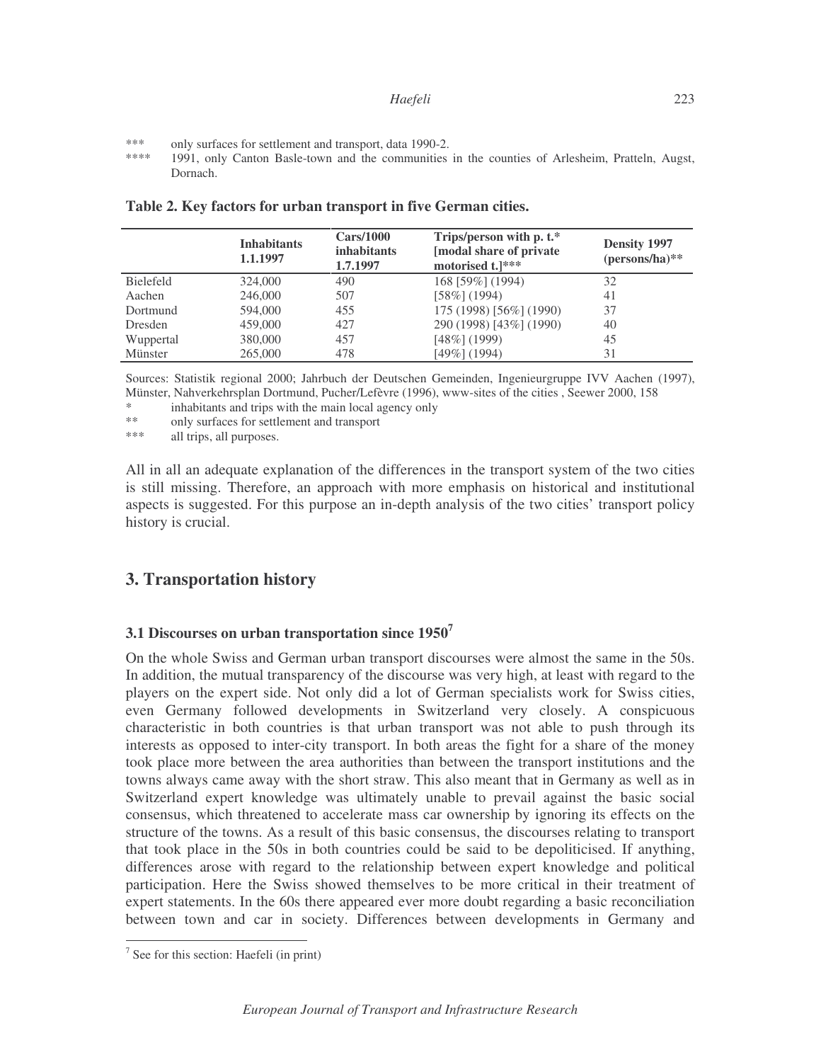*** only surfaces for settlement and transport, data 1990-2.

**** 1991, only Canton Basle-town and the communities in the counties of Arlesheim, Pratteln, Augst, Dornach.

**Table 2. Key factors for urban transport in five German cities.**

| | Inhabitants 1.1.1997 | Cars/1000 inhabitants 1.7.1997 | Trips/person with p. t.* [modal share of private motorised t.]*** | Density 1997 (persons/ha)** |
|---|---|---|---|---|
| Bielefeld | 324,000 | 490 | 168 [59%] (1994) | 32 |
| Aachen | 246,000 | 507 | [58%] (1994) | 41 |
| Dortmund | 594,000 | 455 | 175 (1998) [56%] (1990) | 37 |
| Dresden | 459,000 | 427 | 290 (1998) [43%] (1990) | 40 |
| Wuppertal | 380,000 | 457 | [48%] (1999) | 45 |
| Münster | 265,000 | 478 | [49%] (1994) | 31 |

Sources: Statistik regional 2000; Jahrbuch der Deutschen Gemeinden, Ingenieurgruppe IVV Aachen (1997), Münster, Nahverkehrsplan Dortmund, Pucher/Lefèvre (1996), www-sites of the cities , Seewer 2000, 158

\* inhabitants and trips with the main local agency only

** only surfaces for settlement and transport

*** all trips, all purposes.

All in all an adequate explanation of the differences in the transport system of the two cities is still missing. Therefore, an approach with more emphasis on historical and institutional aspects is suggested. For this purpose an in-depth analysis of the two cities' transport policy history is crucial.

## 3. Transportation history

### 3.1 Discourses on urban transportation since 1950[7]

On the whole Swiss and German urban transport discourses were almost the same in the 50s. In addition, the mutual transparency of the discourse was very high, at least with regard to the players on the expert side. Not only did a lot of German specialists work for Swiss cities, even Germany followed developments in Switzerland very closely. A conspicuous characteristic in both countries is that urban transport was not able to push through its interests as opposed to inter-city transport. In both areas the fight for a share of the money took place more between the area authorities than between the transport institutions and the towns always came away with the short straw. This also meant that in Germany as well as in Switzerland expert knowledge was ultimately unable to prevail against the basic social consensus, which threatened to accelerate mass car ownership by ignoring its effects on the structure of the towns. As a result of this basic consensus, the discourses relating to transport that took place in the 50s in both countries could be said to be depoliticised. If anything, differences arose with regard to the relationship between expert knowledge and political participation. Here the Swiss showed themselves to be more critical in their treatment of expert statements. In the 60s there appeared ever more doubt regarding a basic reconciliation between town and car in society. Differences between developments in Germany and

[7] See for this section: Haefeli (in print)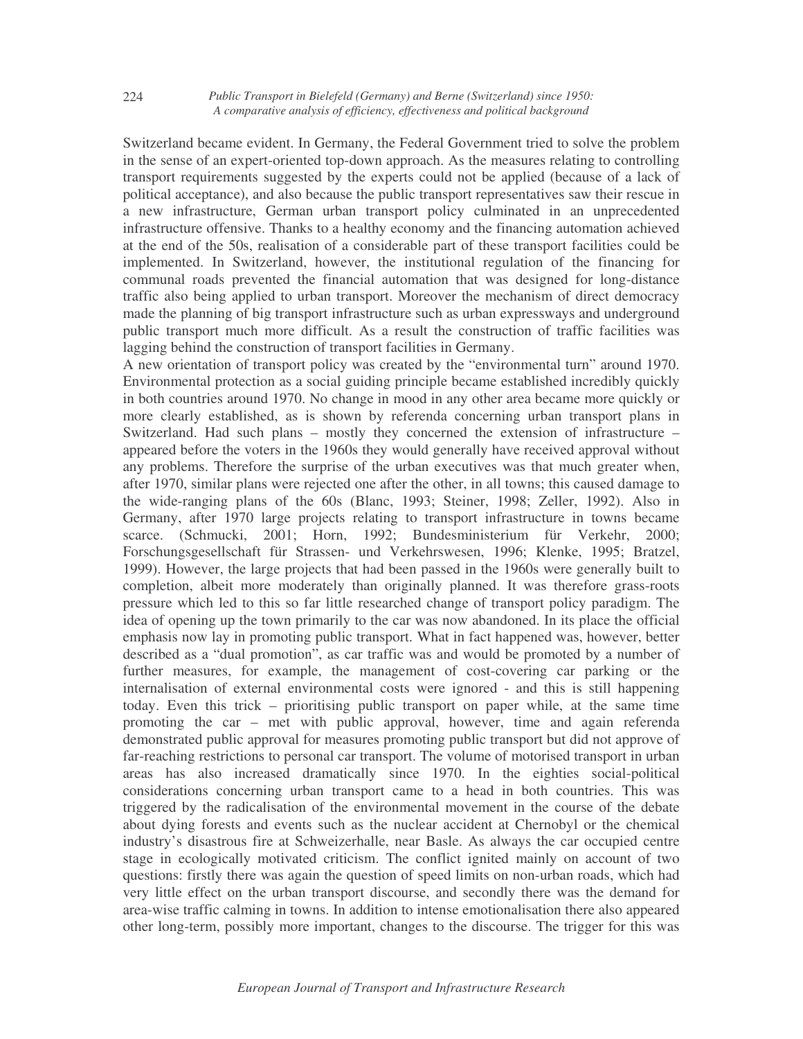Switzerland became evident. In Germany, the Federal Government tried to solve the problem in the sense of an expert-oriented top-down approach. As the measures relating to controlling transport requirements suggested by the experts could not be applied (because of a lack of political acceptance), and also because the public transport representatives saw their rescue in a new infrastructure, German urban transport policy culminated in an unprecedented infrastructure offensive. Thanks to a healthy economy and the financing automation achieved at the end of the 50s, realisation of a considerable part of these transport facilities could be implemented. In Switzerland, however, the institutional regulation of the financing for communal roads prevented the financial automation that was designed for long-distance traffic also being applied to urban transport. Moreover the mechanism of direct democracy made the planning of big transport infrastructure such as urban expressways and underground public transport much more difficult. As a result the construction of traffic facilities was lagging behind the construction of transport facilities in Germany.

A new orientation of transport policy was created by the "environmental turn" around 1970. Environmental protection as a social guiding principle became established incredibly quickly in both countries around 1970. No change in mood in any other area became more quickly or more clearly established, as is shown by referenda concerning urban transport plans in Switzerland. Had such plans – mostly they concerned the extension of infrastructure – appeared before the voters in the 1960s they would generally have received approval without any problems. Therefore the surprise of the urban executives was that much greater when, after 1970, similar plans were rejected one after the other, in all towns; this caused damage to the wide-ranging plans of the 60s (Blanc, 1993; Steiner, 1998; Zeller, 1992). Also in Germany, after 1970 large projects relating to transport infrastructure in towns became scarce. (Schmucki, 2001; Horn, 1992; Bundesministerium für Verkehr, 2000; Forschungsgesellschaft für Strassen- und Verkehrswesen, 1996; Klenke, 1995; Bratzel, 1999). However, the large projects that had been passed in the 1960s were generally built to completion, albeit more moderately than originally planned. It was therefore grass-roots pressure which led to this so far little researched change of transport policy paradigm. The idea of opening up the town primarily to the car was now abandoned. In its place the official emphasis now lay in promoting public transport. What in fact happened was, however, better described as a "dual promotion", as car traffic was and would be promoted by a number of further measures, for example, the management of cost-covering car parking or the internalisation of external environmental costs were ignored - and this is still happening today. Even this trick – prioritising public transport on paper while, at the same time promoting the car – met with public approval, however, time and again referenda demonstrated public approval for measures promoting public transport but did not approve of far-reaching restrictions to personal car transport. The volume of motorised transport in urban areas has also increased dramatically since 1970. In the eighties social-political considerations concerning urban transport came to a head in both countries. This was triggered by the radicalisation of the environmental movement in the course of the debate about dying forests and events such as the nuclear accident at Chernobyl or the chemical industry's disastrous fire at Schweizerhalle, near Basle. As always the car occupied centre stage in ecologically motivated criticism. The conflict ignited mainly on account of two questions: firstly there was again the question of speed limits on non-urban roads, which had very little effect on the urban transport discourse, and secondly there was the demand for area-wise traffic calming in towns. In addition to intense emotionalisation there also appeared other long-term, possibly more important, changes to the discourse. The trigger for this was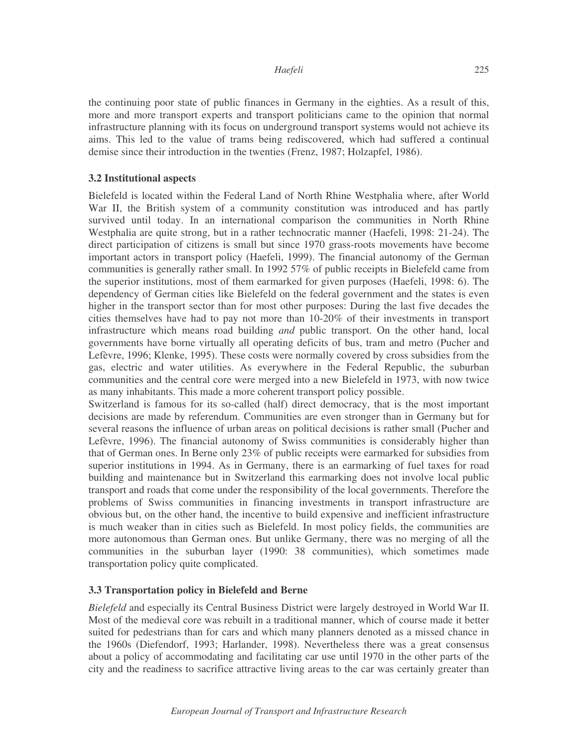the continuing poor state of public finances in Germany in the eighties. As a result of this, more and more transport experts and transport politicians came to the opinion that normal infrastructure planning with its focus on underground transport systems would not achieve its aims. This led to the value of trams being rediscovered, which had suffered a continual demise since their introduction in the twenties (Frenz, 1987; Holzapfel, 1986).

### 3.2 Institutional aspects

Bielefeld is located within the Federal Land of North Rhine Westphalia where, after World War II, the British system of a community constitution was introduced and has partly survived until today. In an international comparison the communities in North Rhine Westphalia are quite strong, but in a rather technocratic manner (Haefeli, 1998: 21-24). The direct participation of citizens is small but since 1970 grass-roots movements have become important actors in transport policy (Haefeli, 1999). The financial autonomy of the German communities is generally rather small. In 1992 57% of public receipts in Bielefeld came from the superior institutions, most of them earmarked for given purposes (Haefeli, 1998: 6). The dependency of German cities like Bielefeld on the federal government and the states is even higher in the transport sector than for most other purposes: During the last five decades the cities themselves have had to pay not more than 10-20% of their investments in transport infrastructure which means road building *and* public transport. On the other hand, local governments have borne virtually all operating deficits of bus, tram and metro (Pucher and Lefèvre, 1996; Klenke, 1995). These costs were normally covered by cross subsidies from the gas, electric and water utilities. As everywhere in the Federal Republic, the suburban communities and the central core were merged into a new Bielefeld in 1973, with now twice as many inhabitants. This made a more coherent transport policy possible.

Switzerland is famous for its so-called (half) direct democracy, that is the most important decisions are made by referendum. Communities are even stronger than in Germany but for several reasons the influence of urban areas on political decisions is rather small (Pucher and Lefèvre, 1996). The financial autonomy of Swiss communities is considerably higher than that of German ones. In Berne only 23% of public receipts were earmarked for subsidies from superior institutions in 1994. As in Germany, there is an earmarking of fuel taxes for road building and maintenance but in Switzerland this earmarking does not involve local public transport and roads that come under the responsibility of the local governments. Therefore the problems of Swiss communities in financing investments in transport infrastructure are obvious but, on the other hand, the incentive to build expensive and inefficient infrastructure is much weaker than in cities such as Bielefeld. In most policy fields, the communities are more autonomous than German ones. But unlike Germany, there was no merging of all the communities in the suburban layer (1990: 38 communities), which sometimes made transportation policy quite complicated.

### 3.3 Transportation policy in Bielefeld and Berne

*Bielefeld* and especially its Central Business District were largely destroyed in World War II. Most of the medieval core was rebuilt in a traditional manner, which of course made it better suited for pedestrians than for cars and which many planners denoted as a missed chance in the 1960s (Diefendorf, 1993; Harlander, 1998). Nevertheless there was a great consensus about a policy of accommodating and facilitating car use until 1970 in the other parts of the city and the readiness to sacrifice attractive living areas to the car was certainly greater than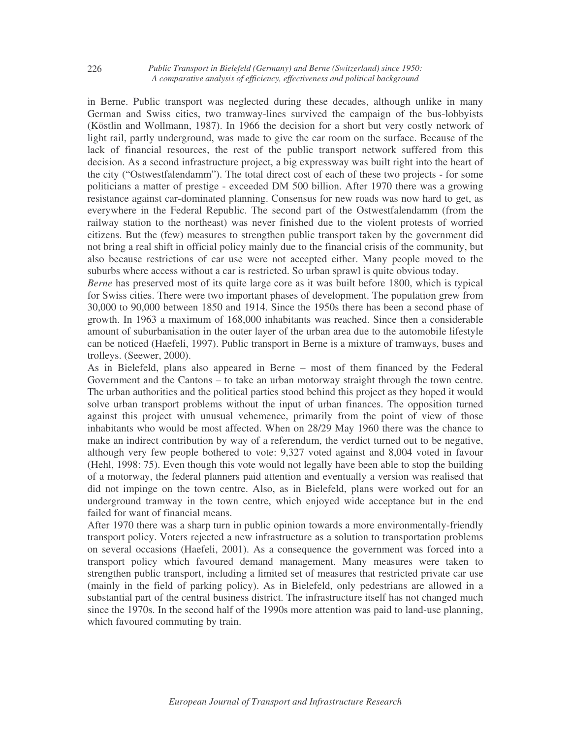in Berne. Public transport was neglected during these decades, although unlike in many German and Swiss cities, two tramway-lines survived the campaign of the bus-lobbyists (Köstlin and Wollmann, 1987). In 1966 the decision for a short but very costly network of light rail, partly underground, was made to give the car room on the surface. Because of the lack of financial resources, the rest of the public transport network suffered from this decision. As a second infrastructure project, a big expressway was built right into the heart of the city ("Ostwestfalendamm"). The total direct cost of each of these two projects - for some politicians a matter of prestige - exceeded DM 500 billion. After 1970 there was a growing resistance against car-dominated planning. Consensus for new roads was now hard to get, as everywhere in the Federal Republic. The second part of the Ostwestfalendamm (from the railway station to the northeast) was never finished due to the violent protests of worried citizens. But the (few) measures to strengthen public transport taken by the government did not bring a real shift in official policy mainly due to the financial crisis of the community, but also because restrictions of car use were not accepted either. Many people moved to the suburbs where access without a car is restricted. So urban sprawl is quite obvious today.

*Berne* has preserved most of its quite large core as it was built before 1800, which is typical for Swiss cities. There were two important phases of development. The population grew from 30,000 to 90,000 between 1850 and 1914. Since the 1950s there has been a second phase of growth. In 1963 a maximum of 168,000 inhabitants was reached. Since then a considerable amount of suburbanisation in the outer layer of the urban area due to the automobile lifestyle can be noticed (Haefeli, 1997). Public transport in Berne is a mixture of tramways, buses and trolleys. (Seewer, 2000).

As in Bielefeld, plans also appeared in Berne – most of them financed by the Federal Government and the Cantons – to take an urban motorway straight through the town centre. The urban authorities and the political parties stood behind this project as they hoped it would solve urban transport problems without the input of urban finances. The opposition turned against this project with unusual vehemence, primarily from the point of view of those inhabitants who would be most affected. When on 28/29 May 1960 there was the chance to make an indirect contribution by way of a referendum, the verdict turned out to be negative, although very few people bothered to vote: 9,327 voted against and 8,004 voted in favour (Hehl, 1998: 75). Even though this vote would not legally have been able to stop the building of a motorway, the federal planners paid attention and eventually a version was realised that did not impinge on the town centre. Also, as in Bielefeld, plans were worked out for an underground tramway in the town centre, which enjoyed wide acceptance but in the end failed for want of financial means.

After 1970 there was a sharp turn in public opinion towards a more environmentally-friendly transport policy. Voters rejected a new infrastructure as a solution to transportation problems on several occasions (Haefeli, 2001). As a consequence the government was forced into a transport policy which favoured demand management. Many measures were taken to strengthen public transport, including a limited set of measures that restricted private car use (mainly in the field of parking policy). As in Bielefeld, only pedestrians are allowed in a substantial part of the central business district. The infrastructure itself has not changed much since the 1970s. In the second half of the 1990s more attention was paid to land-use planning, which favoured commuting by train.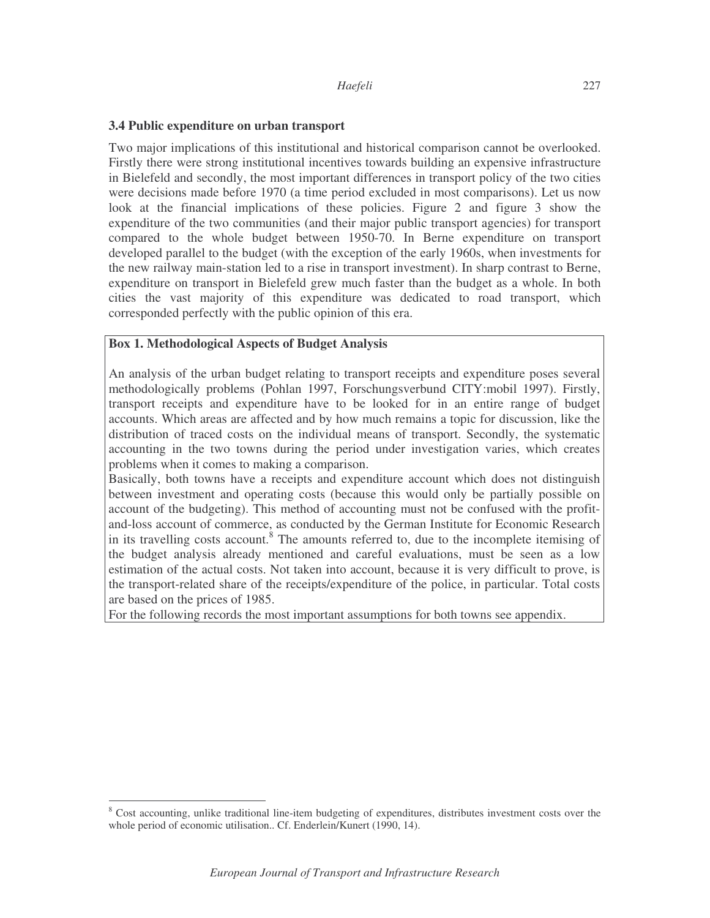### 3.4 Public expenditure on urban transport

Two major implications of this institutional and historical comparison cannot be overlooked. Firstly there were strong institutional incentives towards building an expensive infrastructure in Bielefeld and secondly, the most important differences in transport policy of the two cities were decisions made before 1970 (a time period excluded in most comparisons). Let us now look at the financial implications of these policies. Figure 2 and figure 3 show the expenditure of the two communities (and their major public transport agencies) for transport compared to the whole budget between 1950-70. In Berne expenditure on transport developed parallel to the budget (with the exception of the early 1960s, when investments for the new railway main-station led to a rise in transport investment). In sharp contrast to Berne, expenditure on transport in Bielefeld grew much faster than the budget as a whole. In both cities the vast majority of this expenditure was dedicated to road transport, which corresponded perfectly with the public opinion of this era.

**Box 1. Methodological Aspects of Budget Analysis**

An analysis of the urban budget relating to transport receipts and expenditure poses several methodologically problems (Pohlan 1997, Forschungsverbund CITY:mobil 1997). Firstly, transport receipts and expenditure have to be looked for in an entire range of budget accounts. Which areas are affected and by how much remains a topic for discussion, like the distribution of traced costs on the individual means of transport. Secondly, the systematic accounting in the two towns during the period under investigation varies, which creates problems when it comes to making a comparison.

Basically, both towns have a receipts and expenditure account which does not distinguish between investment and operating costs (because this would only be partially possible on account of the budgeting). This method of accounting must not be confused with the profit-and-loss account of commerce, as conducted by the German Institute for Economic Research in its travelling costs account.[8] The amounts referred to, due to the incomplete itemising of the budget analysis already mentioned and careful evaluations, must be seen as a low estimation of the actual costs. Not taken into account, because it is very difficult to prove, is the transport-related share of the receipts/expenditure of the police, in particular. Total costs are based on the prices of 1985.

For the following records the most important assumptions for both towns see appendix.

[8] Cost accounting, unlike traditional line-item budgeting of expenditures, distributes investment costs over the whole period of economic utilisation.. Cf. Enderlein/Kunert (1990, 14).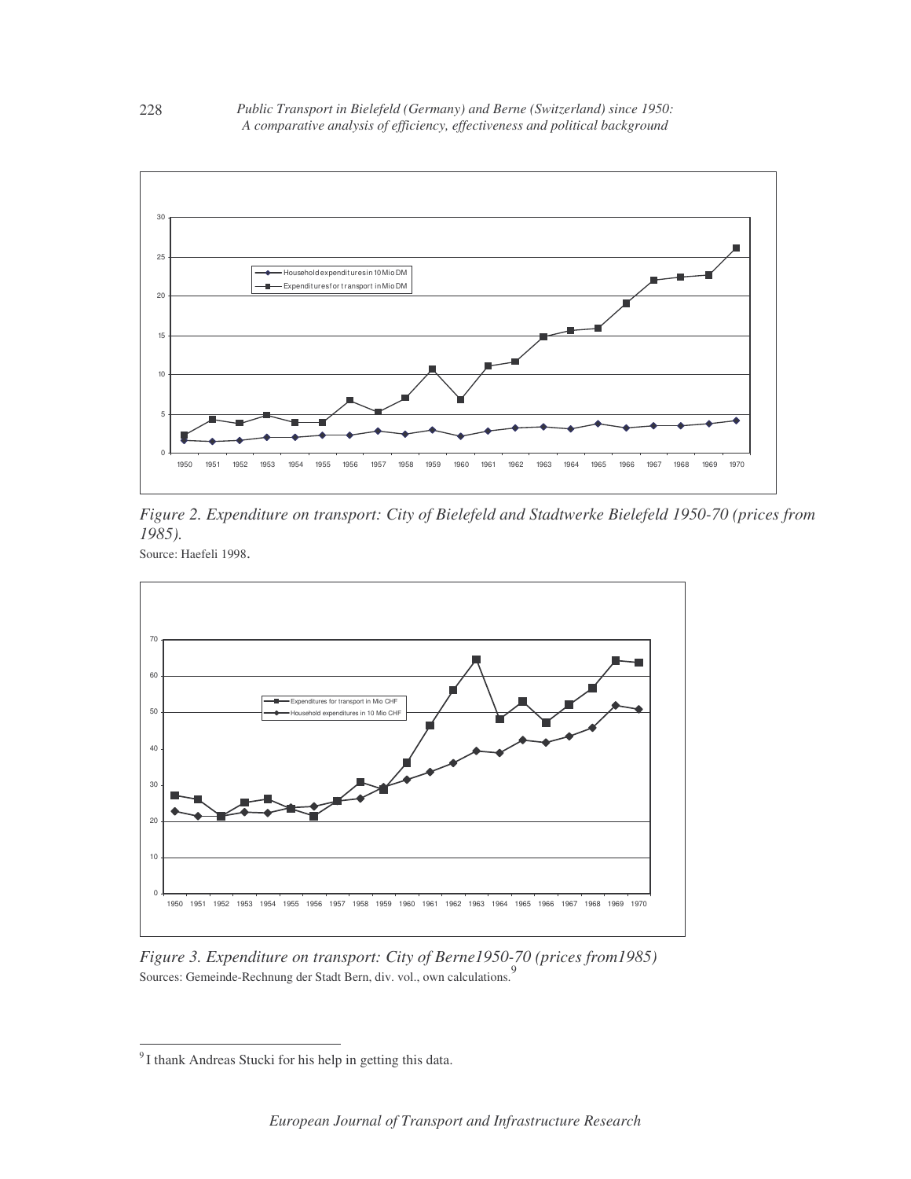*Figure 2. Expenditure on transport: City of Bielefeld and Stadtwerke Bielefeld 1950-70 (prices from 1985).*

Source: Haefeli 1998.

*Figure 3. Expenditure on transport: City of Berne1950-70 (prices from1985)*

Sources: Gemeinde-Rechnung der Stadt Bern, div. vol., own calculations.[9]

[9] I thank Andreas Stucki for his help in getting this data.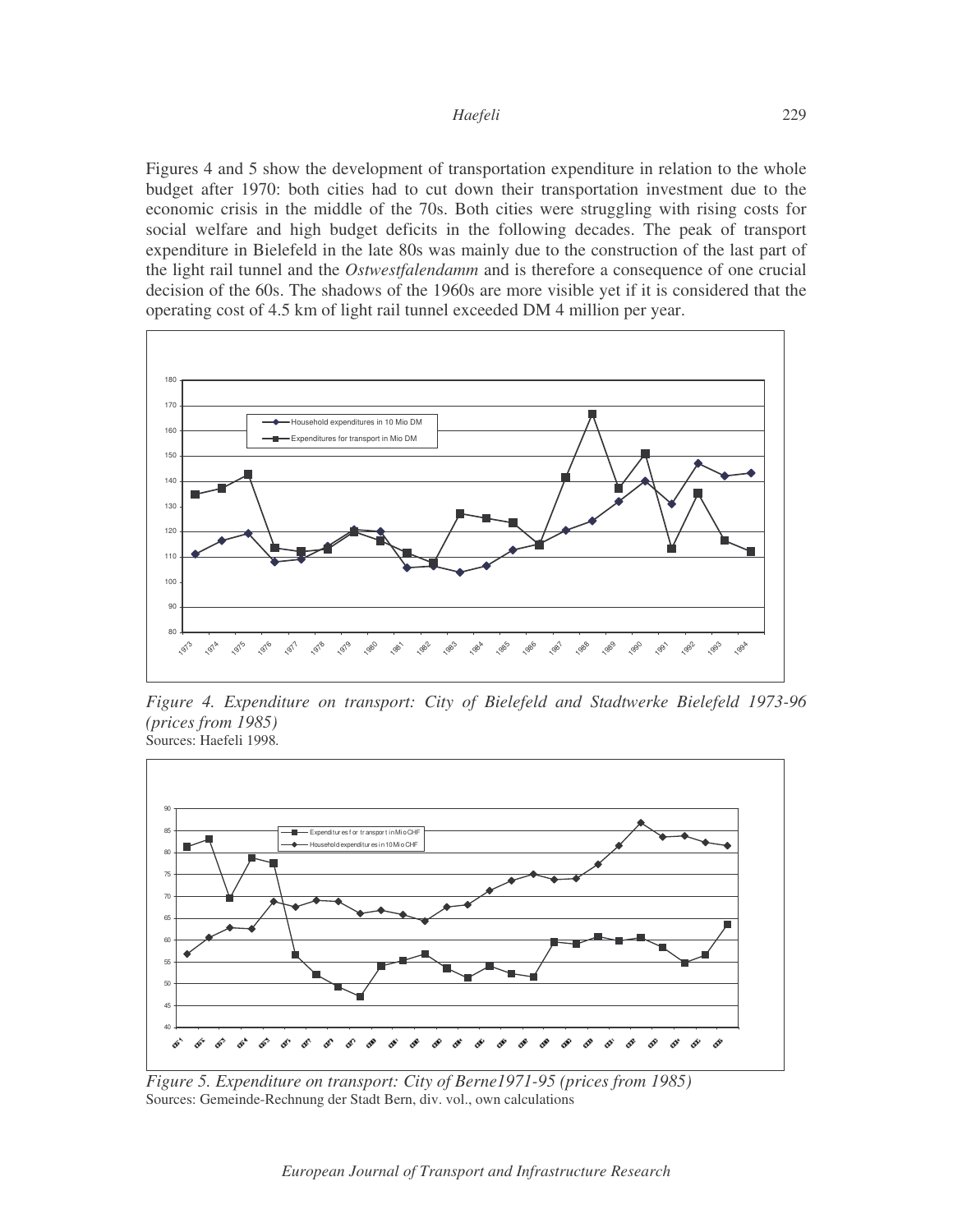Figures 4 and 5 show the development of transportation expenditure in relation to the whole budget after 1970: both cities had to cut down their transportation investment due to the economic crisis in the middle of the 70s. Both cities were struggling with rising costs for social welfare and high budget deficits in the following decades. The peak of transport expenditure in Bielefeld in the late 80s was mainly due to the construction of the last part of the light rail tunnel and the *Ostwestfalendamm* and is therefore a consequence of one crucial decision of the 60s. The shadows of the 1960s are more visible yet if it is considered that the operating cost of 4.5 km of light rail tunnel exceeded DM 4 million per year.

*Figure 4. Expenditure on transport: City of Bielefeld and Stadtwerke Bielefeld 1973-96 (prices from 1985)*
Sources: Haefeli 1998.

*Figure 5. Expenditure on transport: City of Berne1971-95 (prices from 1985)*
Sources: Gemeinde-Rechnung der Stadt Bern, div. vol., own calculations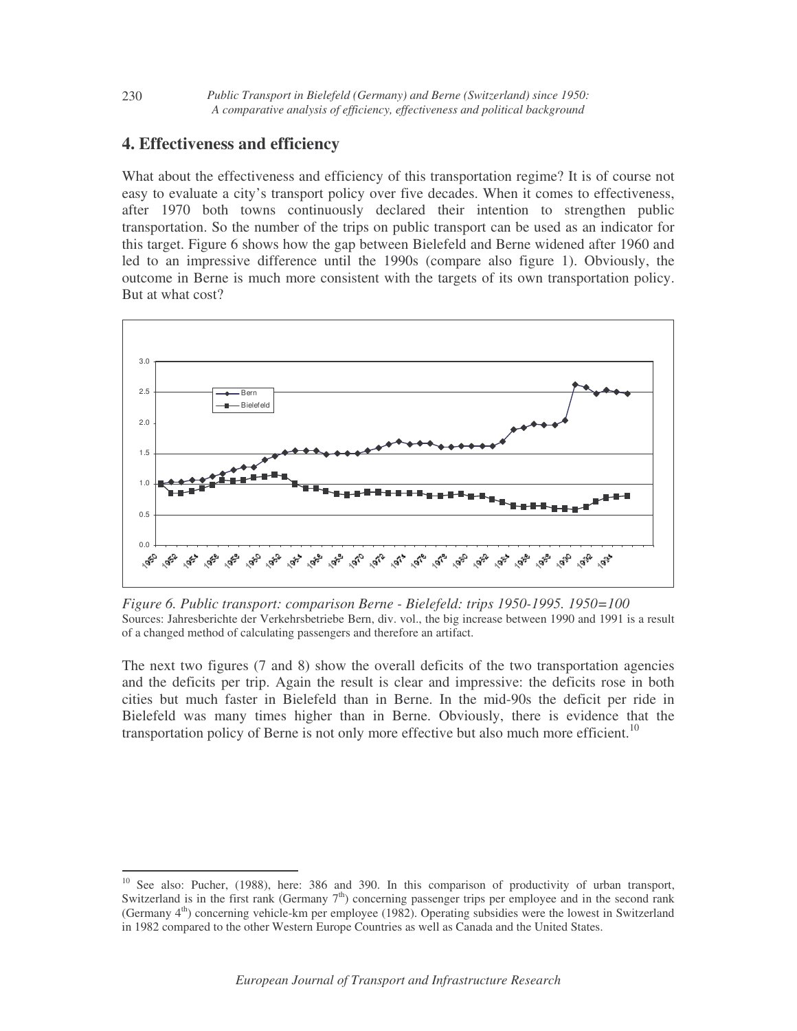## 4. Effectiveness and efficiency

What about the effectiveness and efficiency of this transportation regime? It is of course not easy to evaluate a city's transport policy over five decades. When it comes to effectiveness, after 1970 both towns continuously declared their intention to strengthen public transportation. So the number of the trips on public transport can be used as an indicator for this target. Figure 6 shows how the gap between Bielefeld and Berne widened after 1960 and led to an impressive difference until the 1990s (compare also figure 1). Obviously, the outcome in Berne is much more consistent with the targets of its own transportation policy. But at what cost?

*Figure 6. Public transport: comparison Berne - Bielefeld: trips 1950-1995. 1950=100*
Sources: Jahresberichte der Verkehrsbetriebe Bern, div. vol., the big increase between 1990 and 1991 is a result of a changed method of calculating passengers and therefore an artifact.

The next two figures (7 and 8) show the overall deficits of the two transportation agencies and the deficits per trip. Again the result is clear and impressive: the deficits rose in both cities but much faster in Bielefeld than in Berne. In the mid-90s the deficit per ride in Bielefeld was many times higher than in Berne. Obviously, there is evidence that the transportation policy of Berne is not only more effective but also much more efficient.[10]

[10] See also: Pucher, (1988), here: 386 and 390. In this comparison of productivity of urban transport, Switzerland is in the first rank (Germany 7th) concerning passenger trips per employee and in the second rank (Germany 4th) concerning vehicle-km per employee (1982). Operating subsidies were the lowest in Switzerland in 1982 compared to the other Western Europe Countries as well as Canada and the United States.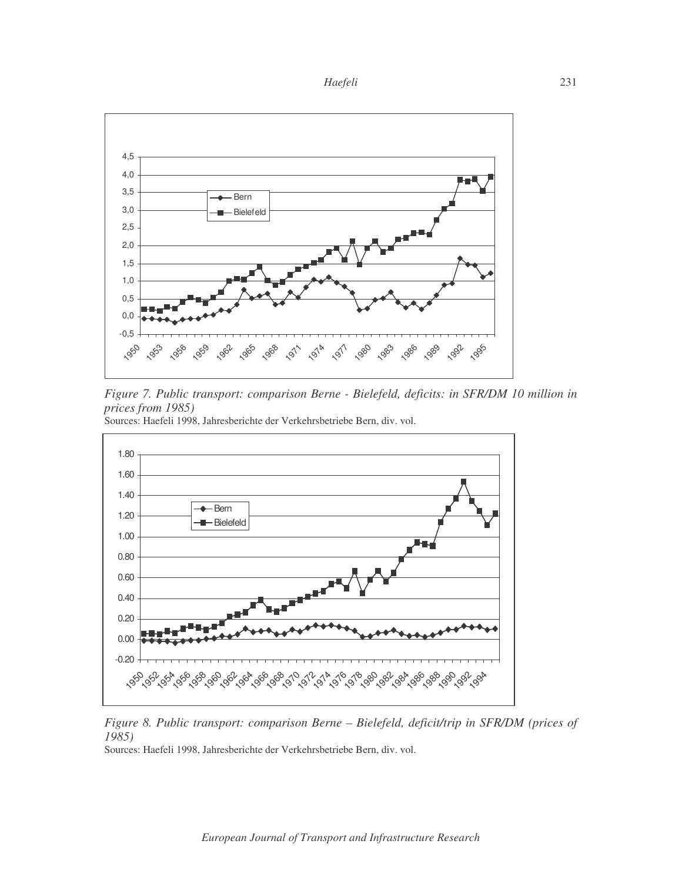*Figure 7. Public transport: comparison Berne - Bielefeld, deficits: in SFR/DM 10 million in prices from 1985)*

Sources: Haefeli 1998, Jahresberichte der Verkehrsbetriebe Bern, div. vol.

*Figure 8. Public transport: comparison Berne – Bielefeld, deficit/trip in SFR/DM (prices of 1985)*

Sources: Haefeli 1998, Jahresberichte der Verkehrsbetriebe Bern, div. vol.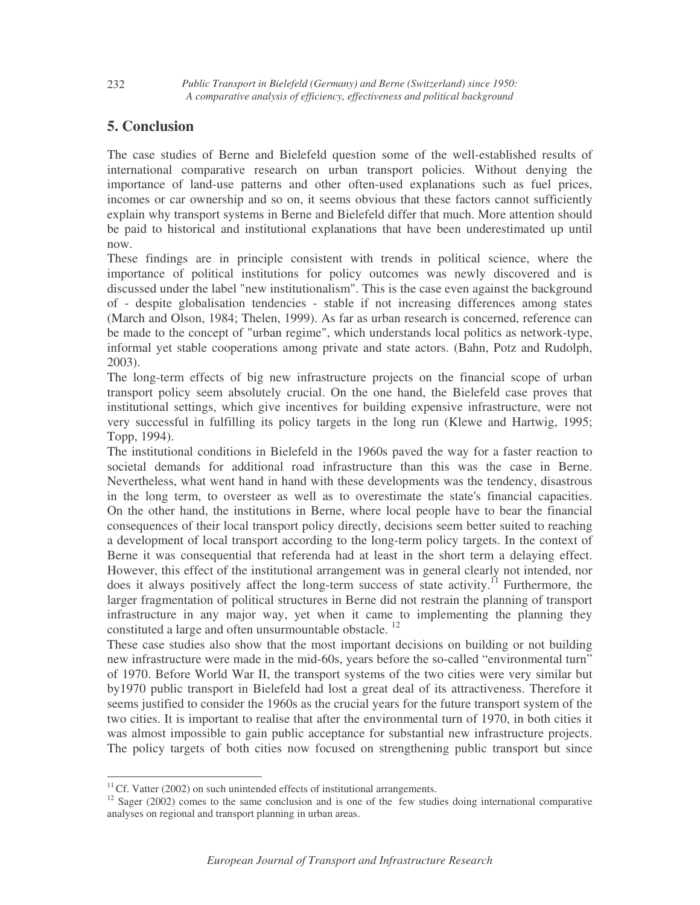## 5. Conclusion

The case studies of Berne and Bielefeld question some of the well-established results of international comparative research on urban transport policies. Without denying the importance of land-use patterns and other often-used explanations such as fuel prices, incomes or car ownership and so on, it seems obvious that these factors cannot sufficiently explain why transport systems in Berne and Bielefeld differ that much. More attention should be paid to historical and institutional explanations that have been underestimated up until now.

These findings are in principle consistent with trends in political science, where the importance of political institutions for policy outcomes was newly discovered and is discussed under the label "new institutionalism". This is the case even against the background of - despite globalisation tendencies - stable if not increasing differences among states (March and Olson, 1984; Thelen, 1999). As far as urban research is concerned, reference can be made to the concept of "urban regime", which understands local politics as network-type, informal yet stable cooperations among private and state actors. (Bahn, Potz and Rudolph, 2003).

The long-term effects of big new infrastructure projects on the financial scope of urban transport policy seem absolutely crucial. On the one hand, the Bielefeld case proves that institutional settings, which give incentives for building expensive infrastructure, were not very successful in fulfilling its policy targets in the long run (Klewe and Hartwig, 1995; Topp, 1994).

The institutional conditions in Bielefeld in the 1960s paved the way for a faster reaction to societal demands for additional road infrastructure than this was the case in Berne. Nevertheless, what went hand in hand with these developments was the tendency, disastrous in the long term, to oversteer as well as to overestimate the state's financial capacities. On the other hand, the institutions in Berne, where local people have to bear the financial consequences of their local transport policy directly, decisions seem better suited to reaching a development of local transport according to the long-term policy targets. In the context of Berne it was consequential that referenda had at least in the short term a delaying effect. However, this effect of the institutional arrangement was in general clearly not intended, nor does it always positively affect the long-term success of state activity.[11] Furthermore, the larger fragmentation of political structures in Berne did not restrain the planning of transport infrastructure in any major way, yet when it came to implementing the planning they constituted a large and often unsurmountable obstacle. [12]

These case studies also show that the most important decisions on building or not building new infrastructure were made in the mid-60s, years before the so-called "environmental turn" of 1970. Before World War II, the transport systems of the two cities were very similar but by1970 public transport in Bielefeld had lost a great deal of its attractiveness. Therefore it seems justified to consider the 1960s as the crucial years for the future transport system of the two cities. It is important to realise that after the environmental turn of 1970, in both cities it was almost impossible to gain public acceptance for substantial new infrastructure projects. The policy targets of both cities now focused on strengthening public transport but since

[11] Cf. Vatter (2002) on such unintended effects of institutional arrangements.

[12] Sager (2002) comes to the same conclusion and is one of the few studies doing international comparative analyses on regional and transport planning in urban areas.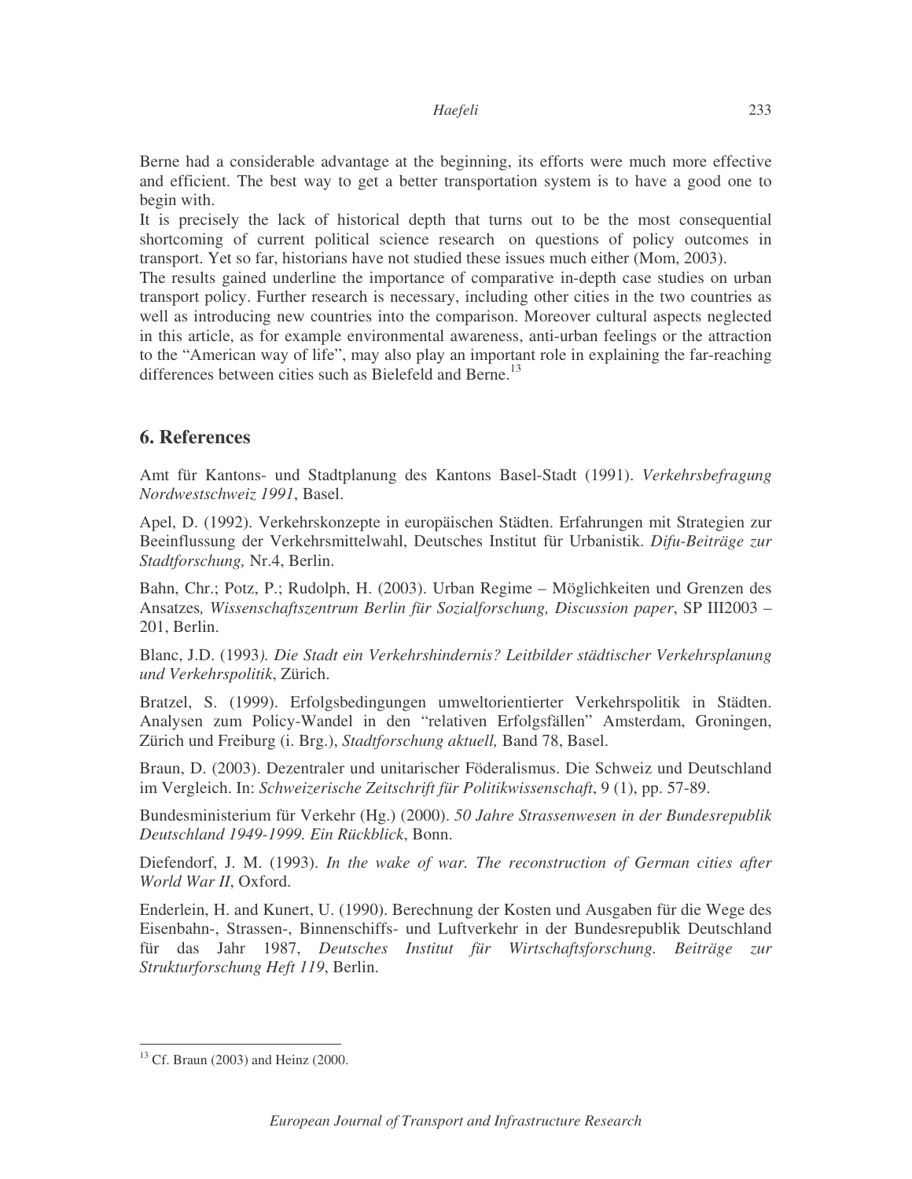Berne had a considerable advantage at the beginning, its efforts were much more effective and efficient. The best way to get a better transportation system is to have a good one to begin with.

It is precisely the lack of historical depth that turns out to be the most consequential shortcoming of current political science research on questions of policy outcomes in transport. Yet so far, historians have not studied these issues much either (Mom, 2003).

The results gained underline the importance of comparative in-depth case studies on urban transport policy. Further research is necessary, including other cities in the two countries as well as introducing new countries into the comparison. Moreover cultural aspects neglected in this article, as for example environmental awareness, anti-urban feelings or the attraction to the "American way of life", may also play an important role in explaining the far-reaching differences between cities such as Bielefeld and Berne.[13]

## 6. References

Amt für Kantons- und Stadtplanung des Kantons Basel-Stadt (1991). *Verkehrsbefragung Nordwestschweiz 1991*, Basel.

Apel, D. (1992). Verkehrskonzepte in europäischen Städten. Erfahrungen mit Strategien zur Beeinflussung der Verkehrsmittelwahl, Deutsches Institut für Urbanistik. *Difu-Beiträge zur Stadtforschung,* Nr.4, Berlin.

Bahn, Chr.; Potz, P.; Rudolph, H. (2003). Urban Regime – Möglichkeiten und Grenzen des Ansatzes*, Wissenschaftszentrum Berlin für Sozialforschung, Discussion paper*, SP III2003 – 201, Berlin.

Blanc, J.D. (1993*). Die Stadt ein Verkehrshindernis? Leitbilder städtischer Verkehrsplanung und Verkehrspolitik*, Zürich.

Bratzel, S. (1999). Erfolgsbedingungen umweltorientierter Verkehrspolitik in Städten. Analysen zum Policy-Wandel in den "relativen Erfolgsfällen" Amsterdam, Groningen, Zürich und Freiburg (i. Brg.), *Stadtforschung aktuell,* Band 78, Basel.

Braun, D. (2003). Dezentraler und unitarischer Föderalismus. Die Schweiz und Deutschland im Vergleich. In: *Schweizerische Zeitschrift für Politikwissenschaft*, 9 (1), pp. 57-89.

Bundesministerium für Verkehr (Hg.) (2000). *50 Jahre Strassenwesen in der Bundesrepublik Deutschland 1949-1999. Ein Rückblick*, Bonn.

Diefendorf, J. M. (1993). *In the wake of war. The reconstruction of German cities after World War II*, Oxford.

Enderlein, H. and Kunert, U. (1990). Berechnung der Kosten und Ausgaben für die Wege des Eisenbahn-, Strassen-, Binnenschiffs- und Luftverkehr in der Bundesrepublik Deutschland für das Jahr 1987, *Deutsches Institut für Wirtschaftsforschung. Beiträge zur Strukturforschung Heft 119*, Berlin.

[13] Cf. Braun (2003) and Heinz (2000.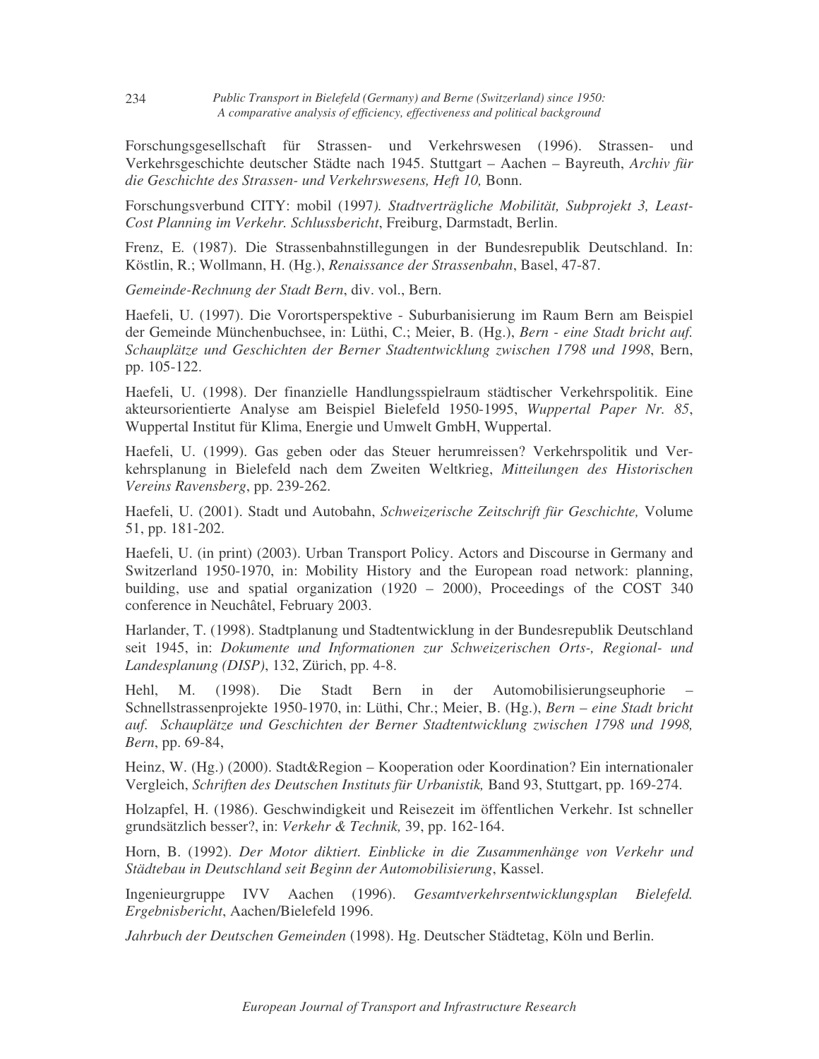Forschungsgesellschaft für Strassen- und Verkehrswesen (1996). Strassen- und Verkehrsgeschichte deutscher Städte nach 1945. Stuttgart – Aachen – Bayreuth, *Archiv für die Geschichte des Strassen- und Verkehrswesens, Heft 10,* Bonn.

Forschungsverbund CITY: mobil (1997*). Stadtverträgliche Mobilität, Subprojekt 3, Least-Cost Planning im Verkehr. Schlussbericht*, Freiburg, Darmstadt, Berlin.

Frenz, E. (1987). Die Strassenbahnstillegungen in der Bundesrepublik Deutschland. In: Köstlin, R.; Wollmann, H. (Hg.), *Renaissance der Strassenbahn*, Basel, 47-87.

*Gemeinde-Rechnung der Stadt Bern*, div. vol., Bern.

Haefeli, U. (1997). Die Vorortsperspektive - Suburbanisierung im Raum Bern am Beispiel der Gemeinde Münchenbuchsee, in: Lüthi, C.; Meier, B. (Hg.), *Bern - eine Stadt bricht auf. Schauplätze und Geschichten der Berner Stadtentwicklung zwischen 1798 und 1998*, Bern, pp. 105-122.

Haefeli, U. (1998). Der finanzielle Handlungsspielraum städtischer Verkehrspolitik. Eine akteursorientierte Analyse am Beispiel Bielefeld 1950-1995, *Wuppertal Paper Nr. 85*, Wuppertal Institut für Klima, Energie und Umwelt GmbH, Wuppertal.

Haefeli, U. (1999). Gas geben oder das Steuer herumreissen? Verkehrspolitik und Verkehrsplanung in Bielefeld nach dem Zweiten Weltkrieg, *Mitteilungen des Historischen Vereins Ravensberg*, pp. 239-262.

Haefeli, U. (2001). Stadt und Autobahn, *Schweizerische Zeitschrift für Geschichte,* Volume 51, pp. 181-202.

Haefeli, U. (in print) (2003). Urban Transport Policy. Actors and Discourse in Germany and Switzerland 1950-1970, in: Mobility History and the European road network: planning, building, use and spatial organization (1920 – 2000), Proceedings of the COST 340 conference in Neuchâtel, February 2003.

Harlander, T. (1998). Stadtplanung und Stadtentwicklung in der Bundesrepublik Deutschland seit 1945, in: *Dokumente und Informationen zur Schweizerischen Orts-, Regional- und Landesplanung (DISP)*, 132, Zürich, pp. 4-8.

Hehl, M. (1998). Die Stadt Bern in der Automobilisierungseuphorie – Schnellstrassenprojekte 1950-1970, in: Lüthi, Chr.; Meier, B. (Hg.), *Bern – eine Stadt bricht auf. Schauplätze und Geschichten der Berner Stadtentwicklung zwischen 1798 und 1998, Bern*, pp. 69-84,

Heinz, W. (Hg.) (2000). Stadt&Region – Kooperation oder Koordination? Ein internationaler Vergleich, *Schriften des Deutschen Instituts für Urbanistik,* Band 93, Stuttgart, pp. 169-274.

Holzapfel, H. (1986). Geschwindigkeit und Reisezeit im öffentlichen Verkehr. Ist schneller grundsätzlich besser?, in: *Verkehr & Technik,* 39, pp. 162-164.

Horn, B. (1992). *Der Motor diktiert. Einblicke in die Zusammenhänge von Verkehr und Städtebau in Deutschland seit Beginn der Automobilisierung*, Kassel.

Ingenieurgruppe IVV Aachen (1996). *Gesamtverkehrsentwicklungsplan Bielefeld. Ergebnisbericht*, Aachen/Bielefeld 1996.

*Jahrbuch der Deutschen Gemeinden* (1998). Hg. Deutscher Städtetag, Köln und Berlin.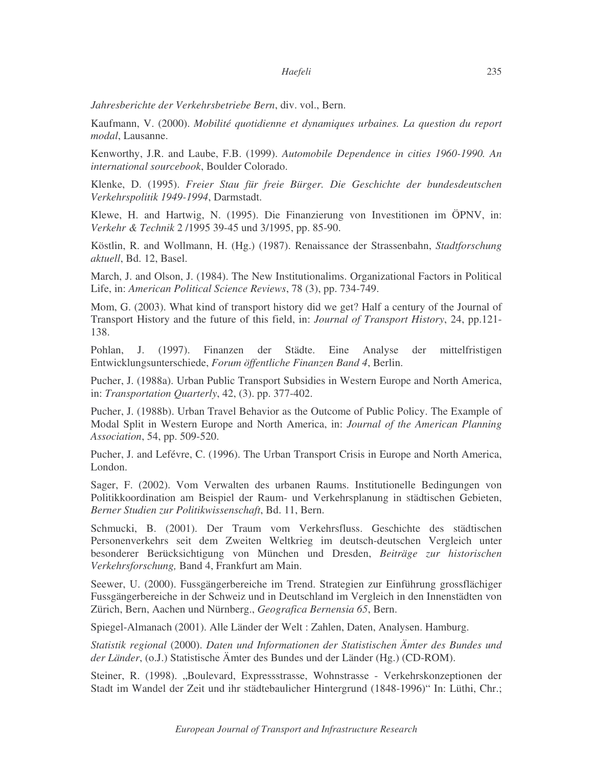*Jahresberichte der Verkehrsbetriebe Bern*, div. vol., Bern.

Kaufmann, V. (2000). *Mobilité quotidienne et dynamiques urbaines. La question du report modal*, Lausanne.

Kenworthy, J.R. and Laube, F.B. (1999). *Automobile Dependence in cities 1960-1990. An international sourcebook*, Boulder Colorado.

Klenke, D. (1995). *Freier Stau für freie Bürger. Die Geschichte der bundesdeutschen Verkehrspolitik 1949-1994*, Darmstadt.

Klewe, H. and Hartwig, N. (1995). Die Finanzierung von Investitionen im ÖPNV, in: *Verkehr & Technik* 2 /1995 39-45 und 3/1995, pp. 85-90.

Köstlin, R. and Wollmann, H. (Hg.) (1987). Renaissance der Strassenbahn, *Stadtforschung aktuell*, Bd. 12, Basel.

March, J. and Olson, J. (1984). The New Institutionalims. Organizational Factors in Political Life, in: *American Political Science Reviews*, 78 (3), pp. 734-749.

Mom, G. (2003). What kind of transport history did we get? Half a century of the Journal of Transport History and the future of this field, in: *Journal of Transport History*, 24, pp.121-138.

Pohlan, J. (1997). Finanzen der Städte. Eine Analyse der mittelfristigen Entwicklungsunterschiede, *Forum öffentliche Finanzen Band 4*, Berlin.

Pucher, J. (1988a). Urban Public Transport Subsidies in Western Europe and North America, in: *Transportation Quarterly*, 42, (3). pp. 377-402.

Pucher, J. (1988b). Urban Travel Behavior as the Outcome of Public Policy. The Example of Modal Split in Western Europe and North America, in: *Journal of the American Planning Association*, 54, pp. 509-520.

Pucher, J. and Lefévre, C. (1996). The Urban Transport Crisis in Europe and North America, London.

Sager, F. (2002). Vom Verwalten des urbanen Raums. Institutionelle Bedingungen von Politikkoordination am Beispiel der Raum- und Verkehrsplanung in städtischen Gebieten, *Berner Studien zur Politikwissenschaft*, Bd. 11, Bern.

Schmucki, B. (2001). Der Traum vom Verkehrsfluss. Geschichte des städtischen Personenverkehrs seit dem Zweiten Weltkrieg im deutsch-deutschen Vergleich unter besonderer Berücksichtigung von München und Dresden, *Beiträge zur historischen Verkehrsforschung,* Band 4, Frankfurt am Main.

Seewer, U. (2000). Fussgängerbereiche im Trend. Strategien zur Einführung grossflächiger Fussgängerbereiche in der Schweiz und in Deutschland im Vergleich in den Innenstädten von Zürich, Bern, Aachen und Nürnberg., *Geografica Bernensia 65*, Bern.

Spiegel-Almanach (2001). Alle Länder der Welt : Zahlen, Daten, Analysen. Hamburg.

*Statistik regional* (2000). *Daten und Informationen der Statistischen Ämter des Bundes und der Länder*, (o.J.) Statistische Ämter des Bundes und der Länder (Hg.) (CD-ROM).

Steiner, R. (1998). „Boulevard, Expressstrasse, Wohnstrasse - Verkehrskonzeptionen der Stadt im Wandel der Zeit und ihr städtebaulicher Hintergrund (1848-1996)" In: Lüthi, Chr.;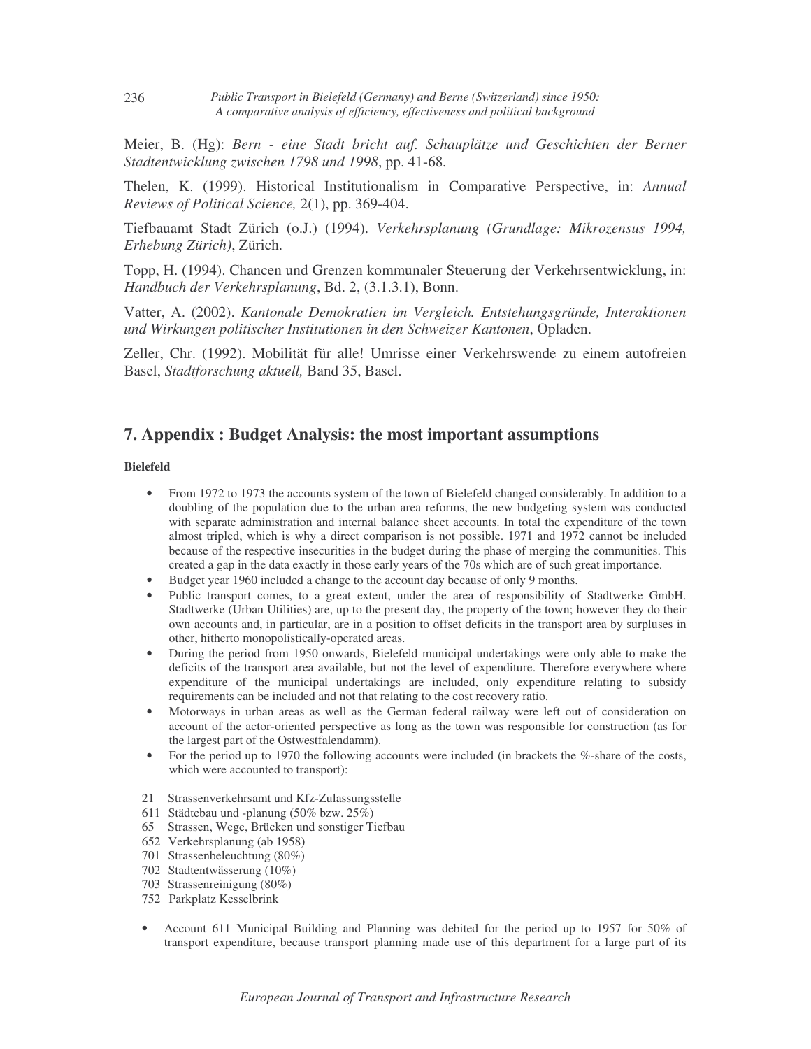Meier, B. (Hg): *Bern - eine Stadt bricht auf. Schauplätze und Geschichten der Berner Stadtentwicklung zwischen 1798 und 1998*, pp. 41-68.

Thelen, K. (1999). Historical Institutionalism in Comparative Perspective, in: *Annual Reviews of Political Science,* 2(1), pp. 369-404.

Tiefbauamt Stadt Zürich (o.J.) (1994). *Verkehrsplanung (Grundlage: Mikrozensus 1994, Erhebung Zürich)*, Zürich.

Topp, H. (1994). Chancen und Grenzen kommunaler Steuerung der Verkehrsentwicklung, in: *Handbuch der Verkehrsplanung*, Bd. 2, (3.1.3.1), Bonn.

Vatter, A. (2002). *Kantonale Demokratien im Vergleich. Entstehungsgründe, Interaktionen und Wirkungen politischer Institutionen in den Schweizer Kantonen*, Opladen.

Zeller, Chr. (1992). Mobilität für alle! Umrisse einer Verkehrswende zu einem autofreien Basel, *Stadtforschung aktuell,* Band 35, Basel.

## 7. Appendix : Budget Analysis: the most important assumptions

**Bielefeld**

- From 1972 to 1973 the accounts system of the town of Bielefeld changed considerably. In addition to a doubling of the population due to the urban area reforms, the new budgeting system was conducted with separate administration and internal balance sheet accounts. In total the expenditure of the town almost tripled, which is why a direct comparison is not possible. 1971 and 1972 cannot be included because of the respective insecurities in the budget during the phase of merging the communities. This created a gap in the data exactly in those early years of the 70s which are of such great importance.
- Budget year 1960 included a change to the account day because of only 9 months.
- Public transport comes, to a great extent, under the area of responsibility of Stadtwerke GmbH. Stadtwerke (Urban Utilities) are, up to the present day, the property of the town; however they do their own accounts and, in particular, are in a position to offset deficits in the transport area by surpluses in other, hitherto monopolistically-operated areas.
- During the period from 1950 onwards, Bielefeld municipal undertakings were only able to make the deficits of the transport area available, but not the level of expenditure. Therefore everywhere where expenditure of the municipal undertakings are included, only expenditure relating to subsidy requirements can be included and not that relating to the cost recovery ratio.
- Motorways in urban areas as well as the German federal railway were left out of consideration on account of the actor-oriented perspective as long as the town was responsible for construction (as for the largest part of the Ostwestfalendamm).
- For the period up to 1970 the following accounts were included (in brackets the %-share of the costs, which were accounted to transport):

21 Strassenverkehrsamt und Kfz-Zulassungsstelle  
611 Städtebau und -planung (50% bzw. 25%)  
65 Strassen, Wege, Brücken und sonstiger Tiefbau  
652 Verkehrsplanung (ab 1958)  
701 Strassenbeleuchtung (80%)  
702 Stadtentwässerung (10%)  
703 Strassenreinigung (80%)  
752 Parkplatz Kesselbrink

- Account 611 Municipal Building and Planning was debited for the period up to 1957 for 50% of transport expenditure, because transport planning made use of this department for a large part of its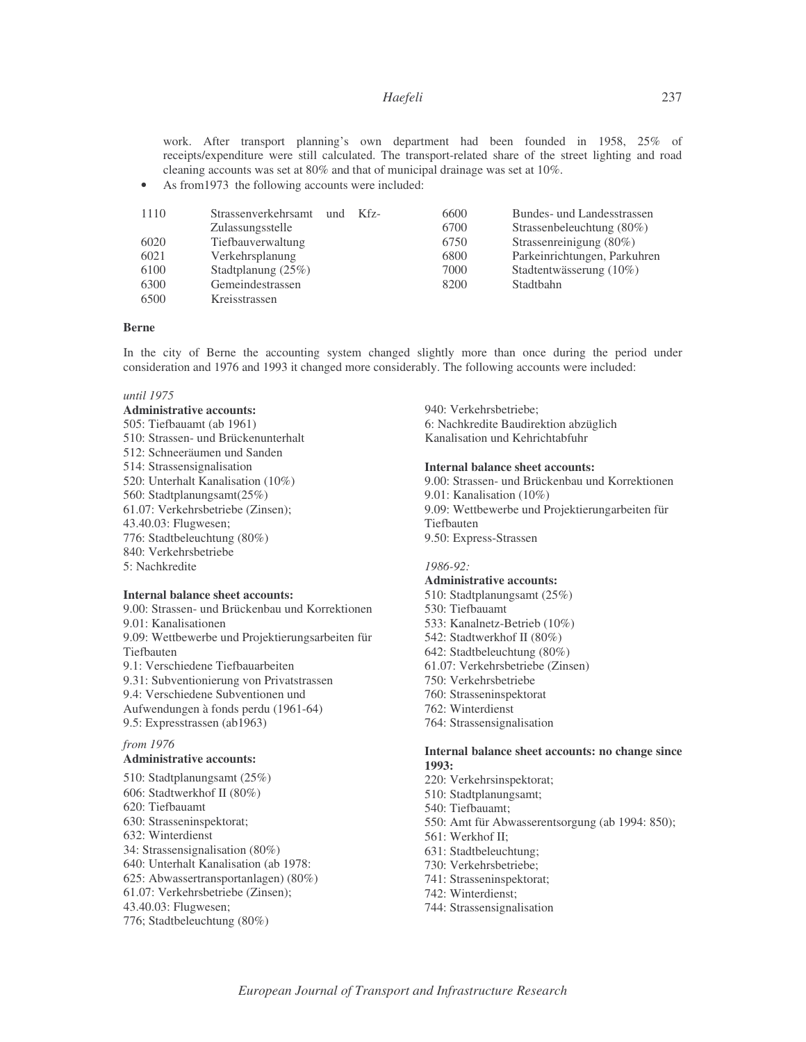work. After transport planning's own department had been founded in 1958, 25% of receipts/expenditure were still calculated. The transport-related share of the street lighting and road cleaning accounts was set at 80% and that of municipal drainage was set at 10%.

- As from1973 the following accounts were included:

| | | | |
|---|---|---|---|
| 1110 | Strassenverkehrsamt und Kfz-Zulassungsstelle | 6600 | Bundes- und Landesstrassen |
| | | 6700 | Strassenbeleuchtung (80%) |
| 6020 | Tiefbauverwaltung | 6750 | Strassenreinigung (80%) |
| 6021 | Verkehrsplanung | 6800 | Parkeinrichtungen, Parkuhren |
| 6100 | Stadtplanung (25%) | 7000 | Stadtentwässerung (10%) |
| 6300 | Gemeindestrassen | 8200 | Stadtbahn |
| 6500 | Kreisstrassen | | |

**Berne**

In the city of Berne the accounting system changed slightly more than once during the period under consideration and 1976 and 1993 it changed more considerably. The following accounts were included:

*until 1975*

**Administrative accounts:**

505: Tiefbauamt (ab 1961)
510: Strassen- und Brückenunterhalt
512: Schneeräumen und Sanden
514: Strassensignalisation
520: Unterhalt Kanalisation (10%)
560: Stadtplanungsamt(25%)
61.07: Verkehrsbetriebe (Zinsen);
43.40.03: Flugwesen;
776: Stadtbeleuchtung (80%)
840: Verkehrsbetriebe
5: Nachkredite

**Internal balance sheet accounts:**

9.00: Strassen- und Brückenbau und Korrektionen
9.01: Kanalisationen
9.09: Wettbewerbe und Projektierungsarbeiten für Tiefbauten
9.1: Verschiedene Tiefbauarbeiten
9.31: Subventionierung von Privatstrassen
9.4: Verschiedene Subventionen und Aufwendungen à fonds perdu (1961-64)
9.5: Expresstrassen (ab1963)

*from 1976*

**Administrative accounts:**

510: Stadtplanungsamt (25%)
606: Stadtwerkhof II (80%)
620: Tiefbauamt
630: Strasseninspektorat;
632: Winterdienst
34: Strassensignalisation (80%)
640: Unterhalt Kanalisation (ab 1978: 625: Abwassertransportanlagen) (80%)
61.07: Verkehrsbetriebe (Zinsen);
43.40.03: Flugwesen;
776; Stadtbeleuchtung (80%)
940: Verkehrsbetriebe;
6: Nachkredite Baudirektion abzüglich Kanalisation und Kehrichtabfuhr

**Internal balance sheet accounts:**

9.00: Strassen- und Brückenbau und Korrektionen
9.01: Kanalisation (10%)
9.09: Wettbewerbe und Projektierungarbeiten für Tiefbauten
9.50: Express-Strassen

*1986-92:*

**Administrative accounts:**

510: Stadtplanungsamt (25%)
530: Tiefbauamt
533: Kanalnetz-Betrieb (10%)
542: Stadtwerkhof II (80%)
642: Stadtbeleuchtung (80%)
61.07: Verkehrsbetriebe (Zinsen)
750: Verkehrsbetriebe
760: Strasseninspektorat
762: Winterdienst
764: Strassensignalisation

**Internal balance sheet accounts: no change since 1993:**

220: Verkehrsinspektorat;
510: Stadtplanungsamt;
540: Tiefbauamt;
550: Amt für Abwasserentsorgung (ab 1994: 850);
561: Werkhof II;
631: Stadtbeleuchtung;
730: Verkehrsbetriebe;
741: Strasseninspektorat;
742: Winterdienst;
744: Strassensignalisation